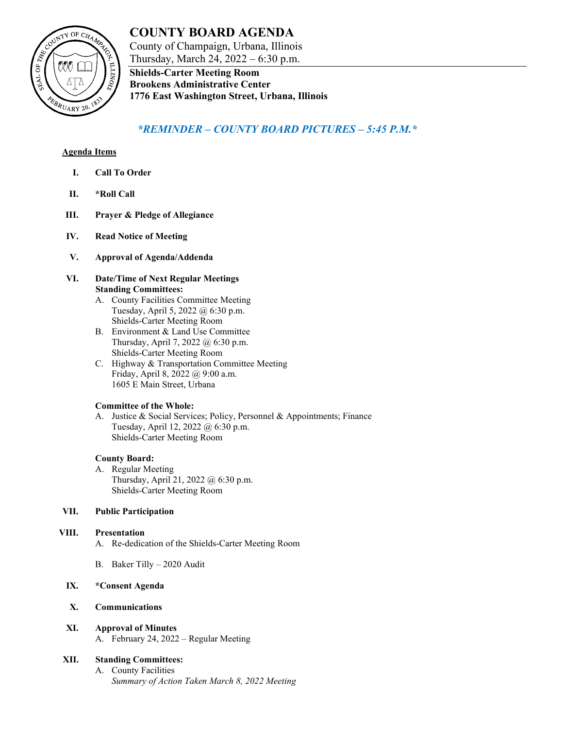# COUNTY BOARD AGENDA

County of Champaign, Urbana, Illinois
Thursday, March 24, 2022 – 6:30 p.m.

**Shields-Carter Meeting Room**
**Brookens Administrative Center**
**1776 East Washington Street, Urbana, Illinois**

***\*REMINDER – COUNTY BOARD PICTURES – 5:45 P.M.\****

**Agenda Items**

- **I. Call To Order**
- **II. *Roll Call**
- **III. Prayer & Pledge of Allegiance**
- **IV. Read Notice of Meeting**
- **V. Approval of Agenda/Addenda**
- **VI. Date/Time of Next Regular Meetings**

  **Standing Committees:**

  A. County Facilities Committee Meeting
  Tuesday, April 5, 2022 @ 6:30 p.m.
  Shields-Carter Meeting Room

  B. Environment & Land Use Committee
  Thursday, April 7, 2022 @ 6:30 p.m.
  Shields-Carter Meeting Room

  C. Highway & Transportation Committee Meeting
  Friday, April 8, 2022 @ 9:00 a.m.
  1605 E Main Street, Urbana

  **Committee of the Whole:**

  A. Justice & Social Services; Policy, Personnel & Appointments; Finance
  Tuesday, April 12, 2022 @ 6:30 p.m.
  Shields-Carter Meeting Room

  **County Board:**

  A. Regular Meeting
  Thursday, April 21, 2022 @ 6:30 p.m.
  Shields-Carter Meeting Room

- **VII. Public Participation**
- **VIII. Presentation**

  A. Re-dedication of the Shields-Carter Meeting Room

  B. Baker Tilly – 2020 Audit

- **IX. *Consent Agenda**
- **X. Communications**
- **XI. Approval of Minutes**

  A. February 24, 2022 – Regular Meeting

- **XII. Standing Committees:**

  A. County Facilities
  *Summary of Action Taken March 8, 2022 Meeting*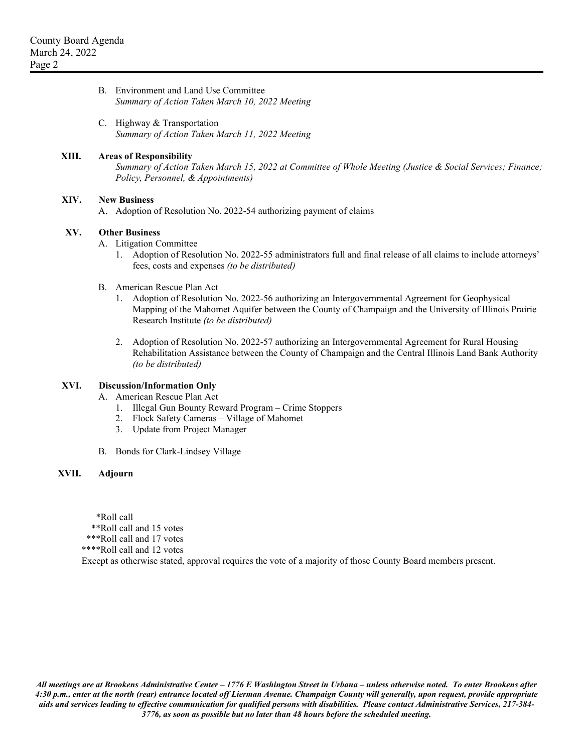B. Environment and Land Use Committee
*Summary of Action Taken March 10, 2022 Meeting*

C. Highway & Transportation
*Summary of Action Taken March 11, 2022 Meeting*

**XIII. Areas of Responsibility**

*Summary of Action Taken March 15, 2022 at Committee of Whole Meeting (Justice & Social Services; Finance; Policy, Personnel, & Appointments)*

**XIV. New Business**

A. Adoption of Resolution No. 2022-54 authorizing payment of claims

**XV. Other Business**

A. Litigation Committee
   1. Adoption of Resolution No. 2022-55 administrators full and final release of all claims to include attorneys' fees, costs and expenses *(to be distributed)*

B. American Rescue Plan Act
   1. Adoption of Resolution No. 2022-56 authorizing an Intergovernmental Agreement for Geophysical Mapping of the Mahomet Aquifer between the County of Champaign and the University of Illinois Prairie Research Institute *(to be distributed)*

   2. Adoption of Resolution No. 2022-57 authorizing an Intergovernmental Agreement for Rural Housing Rehabilitation Assistance between the County of Champaign and the Central Illinois Land Bank Authority *(to be distributed)*

**XVI. Discussion/Information Only**

A. American Rescue Plan Act
   1. Illegal Gun Bounty Reward Program – Crime Stoppers
   2. Flock Safety Cameras – Village of Mahomet
   3. Update from Project Manager

B. Bonds for Clark-Lindsey Village

**XVII. Adjourn**

*Roll call
**Roll call and 15 votes
***Roll call and 17 votes
****Roll call and 12 votes
Except as otherwise stated, approval requires the vote of a majority of those County Board members present.

***All meetings are at Brookens Administrative Center – 1776 E Washington Street in Urbana – unless otherwise noted. To enter Brookens after 4:30 p.m., enter at the north (rear) entrance located off Lierman Avenue. Champaign County will generally, upon request, provide appropriate aids and services leading to effective communication for qualified persons with disabilities. Please contact Administrative Services, 217-384-3776, as soon as possible but no later than 48 hours before the scheduled meeting.***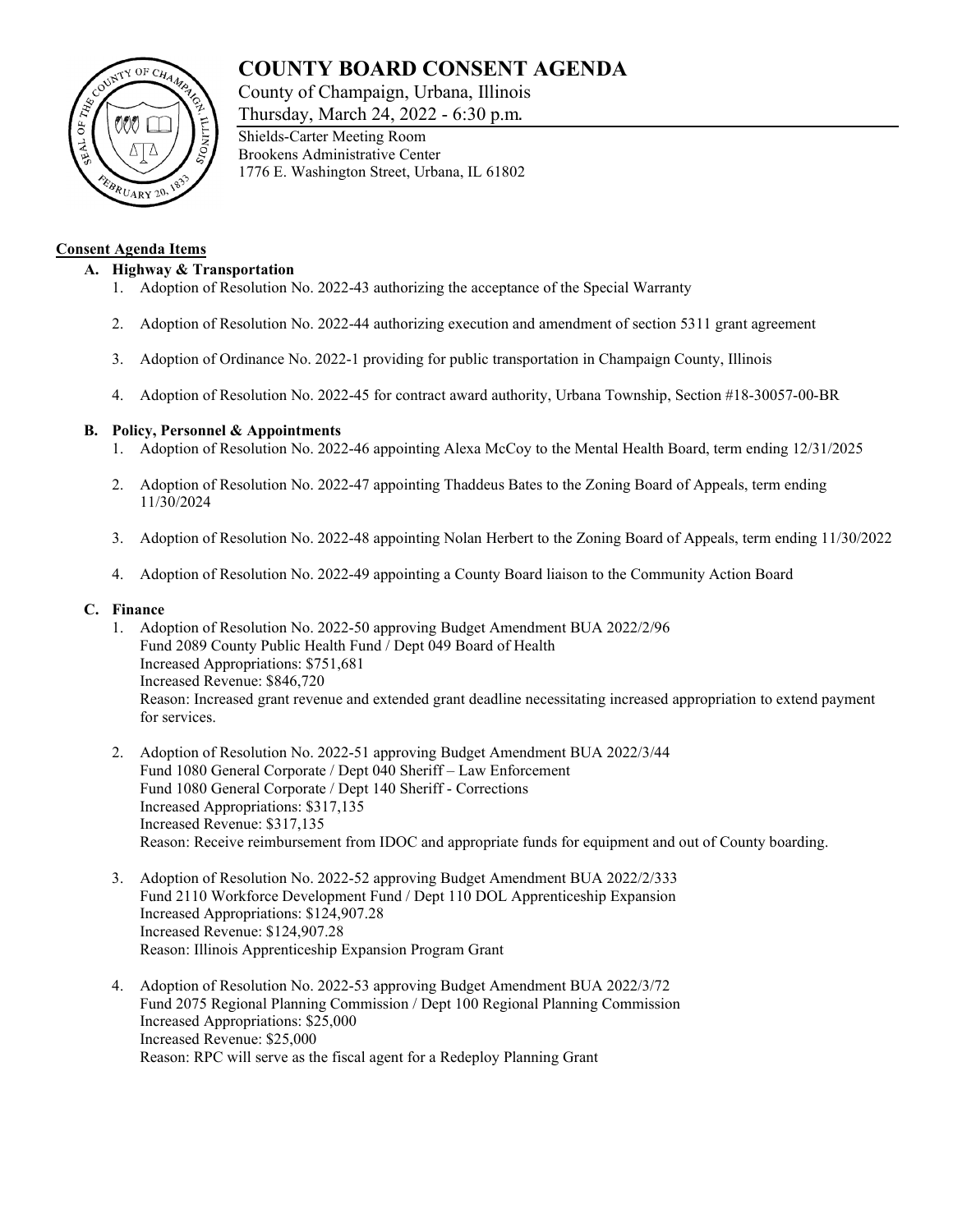# COUNTY BOARD CONSENT AGENDA

County of Champaign, Urbana, Illinois
Thursday, March 24, 2022 - 6:30 p.m.

Shields-Carter Meeting Room
Brookens Administrative Center
1776 E. Washington Street, Urbana, IL 61802

**Consent Agenda Items**

**A. Highway & Transportation**

1. Adoption of Resolution No. 2022-43 authorizing the acceptance of the Special Warranty
2. Adoption of Resolution No. 2022-44 authorizing execution and amendment of section 5311 grant agreement
3. Adoption of Ordinance No. 2022-1 providing for public transportation in Champaign County, Illinois
4. Adoption of Resolution No. 2022-45 for contract award authority, Urbana Township, Section #18-30057-00-BR

**B. Policy, Personnel & Appointments**

1. Adoption of Resolution No. 2022-46 appointing Alexa McCoy to the Mental Health Board, term ending 12/31/2025
2. Adoption of Resolution No. 2022-47 appointing Thaddeus Bates to the Zoning Board of Appeals, term ending 11/30/2024
3. Adoption of Resolution No. 2022-48 appointing Nolan Herbert to the Zoning Board of Appeals, term ending 11/30/2022
4. Adoption of Resolution No. 2022-49 appointing a County Board liaison to the Community Action Board

**C. Finance**

1. Adoption of Resolution No. 2022-50 approving Budget Amendment BUA 2022/2/96
   Fund 2089 County Public Health Fund / Dept 049 Board of Health
   Increased Appropriations: $751,681
   Increased Revenue: $846,720
   Reason: Increased grant revenue and extended grant deadline necessitating increased appropriation to extend payment for services.
2. Adoption of Resolution No. 2022-51 approving Budget Amendment BUA 2022/3/44
   Fund 1080 General Corporate / Dept 040 Sheriff – Law Enforcement
   Fund 1080 General Corporate / Dept 140 Sheriff - Corrections
   Increased Appropriations: $317,135
   Increased Revenue: $317,135
   Reason: Receive reimbursement from IDOC and appropriate funds for equipment and out of County boarding.
3. Adoption of Resolution No. 2022-52 approving Budget Amendment BUA 2022/2/333
   Fund 2110 Workforce Development Fund / Dept 110 DOL Apprenticeship Expansion
   Increased Appropriations: $124,907.28
   Increased Revenue: $124,907.28
   Reason: Illinois Apprenticeship Expansion Program Grant
4. Adoption of Resolution No. 2022-53 approving Budget Amendment BUA 2022/3/72
   Fund 2075 Regional Planning Commission / Dept 100 Regional Planning Commission
   Increased Appropriations: $25,000
   Increased Revenue: $25,000
   Reason: RPC will serve as the fiscal agent for a Redeploy Planning Grant